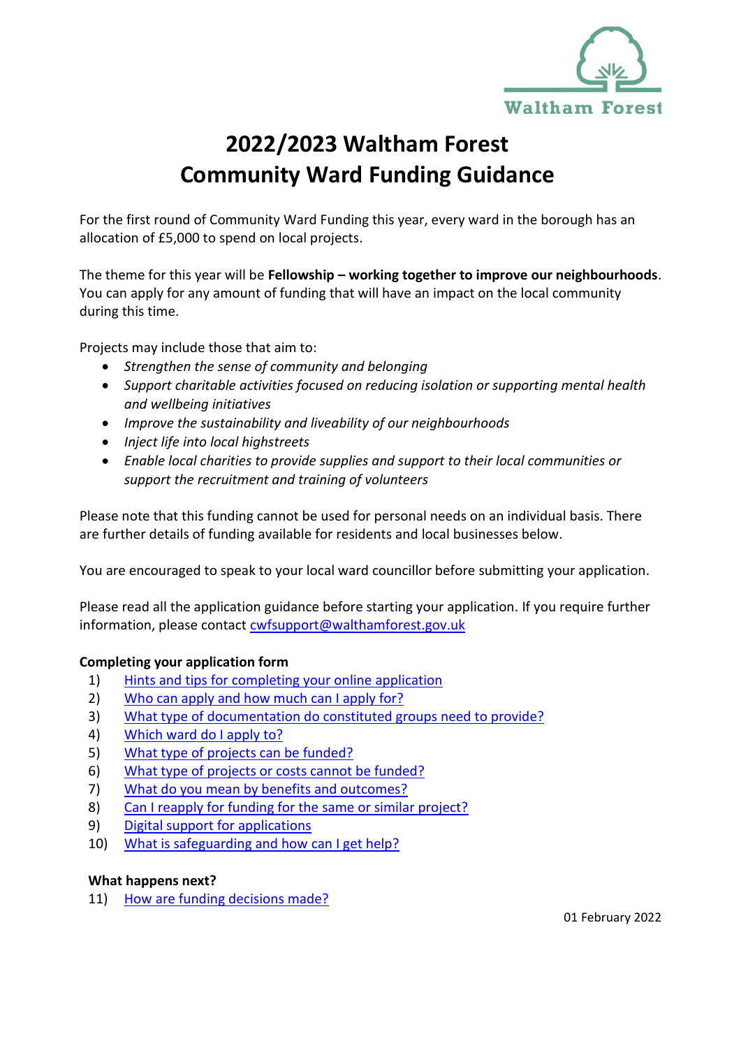# 2022/2023 Waltham Forest Community Ward Funding Guidance

For the first round of Community Ward Funding this year, every ward in the borough has an allocation of £5,000 to spend on local projects.

The theme for this year will be **Fellowship – working together to improve our neighbourhoods**. You can apply for any amount of funding that will have an impact on the local community during this time.

Projects may include those that aim to:

- *Strengthen the sense of community and belonging*
- *Support charitable activities focused on reducing isolation or supporting mental health and wellbeing initiatives*
- *Improve the sustainability and liveability of our neighbourhoods*
- *Inject life into local highstreets*
- *Enable local charities to provide supplies and support to their local communities or support the recruitment and training of volunteers*

Please note that this funding cannot be used for personal needs on an individual basis. There are further details of funding available for residents and local businesses below.

You are encouraged to speak to your local ward councillor before submitting your application.

Please read all the application guidance before starting your application. If you require further information, please contact cwfsupport@walthamforest.gov.uk

**Completing your application form**

1) Hints and tips for completing your online application
2) Who can apply and how much can I apply for?
3) What type of documentation do constituted groups need to provide?
4) Which ward do I apply to?
5) What type of projects can be funded?
6) What type of projects or costs cannot be funded?
7) What do you mean by benefits and outcomes?
8) Can I reapply for funding for the same or similar project?
9) Digital support for applications
10) What is safeguarding and how can I get help?

**What happens next?**

11) How are funding decisions made?

01 February 2022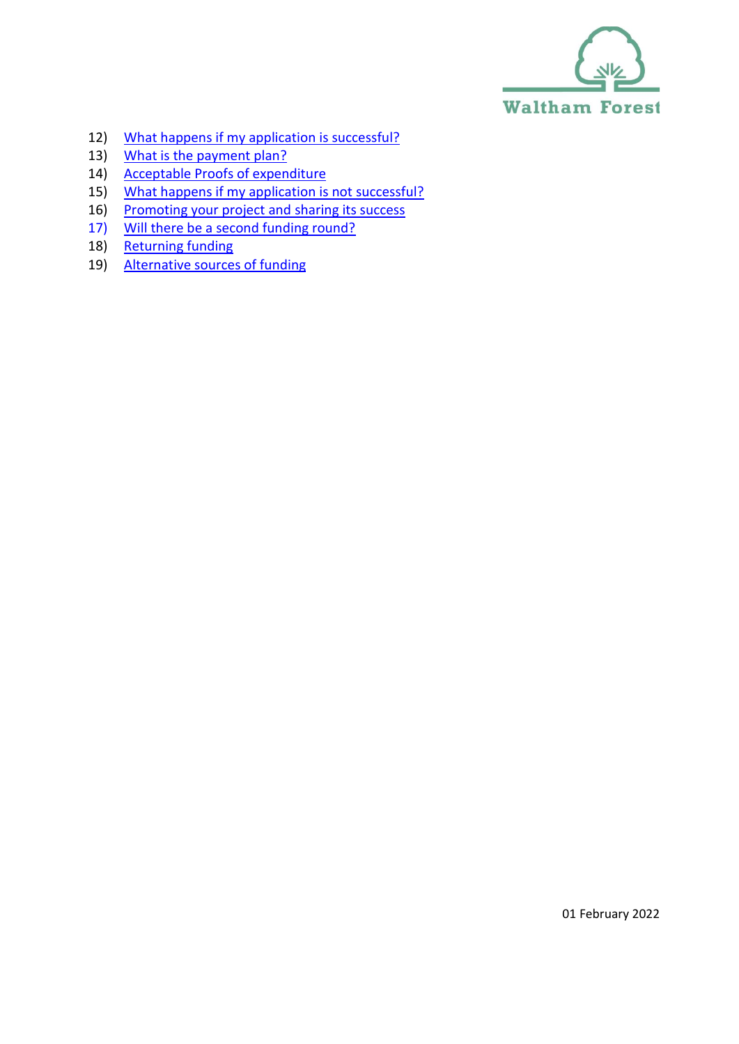12) What happens if my application is successful?
13) What is the payment plan?
14) Acceptable Proofs of expenditure
15) What happens if my application is not successful?
16) Promoting your project and sharing its success
17) Will there be a second funding round?
18) Returning funding
19) Alternative sources of funding

01 February 2022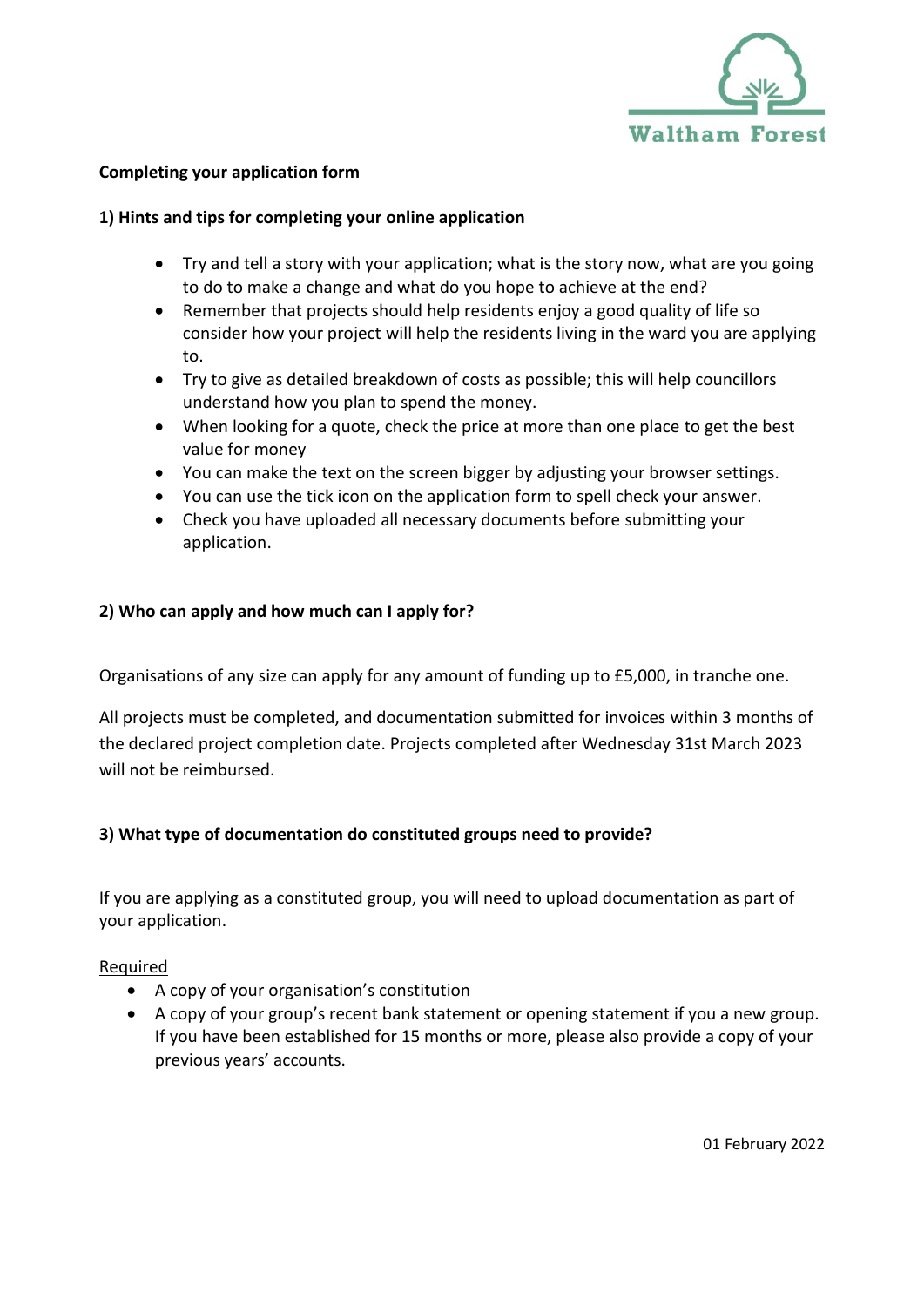**Completing your application form**

**1) Hints and tips for completing your online application**

- Try and tell a story with your application; what is the story now, what are you going to do to make a change and what do you hope to achieve at the end?
- Remember that projects should help residents enjoy a good quality of life so consider how your project will help the residents living in the ward you are applying to.
- Try to give as detailed breakdown of costs as possible; this will help councillors understand how you plan to spend the money.
- When looking for a quote, check the price at more than one place to get the best value for money
- You can make the text on the screen bigger by adjusting your browser settings.
- You can use the tick icon on the application form to spell check your answer.
- Check you have uploaded all necessary documents before submitting your application.

**2) Who can apply and how much can I apply for?**

Organisations of any size can apply for any amount of funding up to £5,000, in tranche one.

All projects must be completed, and documentation submitted for invoices within 3 months of the declared project completion date. Projects completed after Wednesday 31st March 2023 will not be reimbursed.

**3) What type of documentation do constituted groups need to provide?**

If you are applying as a constituted group, you will need to upload documentation as part of your application.

Required

- A copy of your organisation's constitution
- A copy of your group's recent bank statement or opening statement if you a new group. If you have been established for 15 months or more, please also provide a copy of your previous years' accounts.

01 February 2022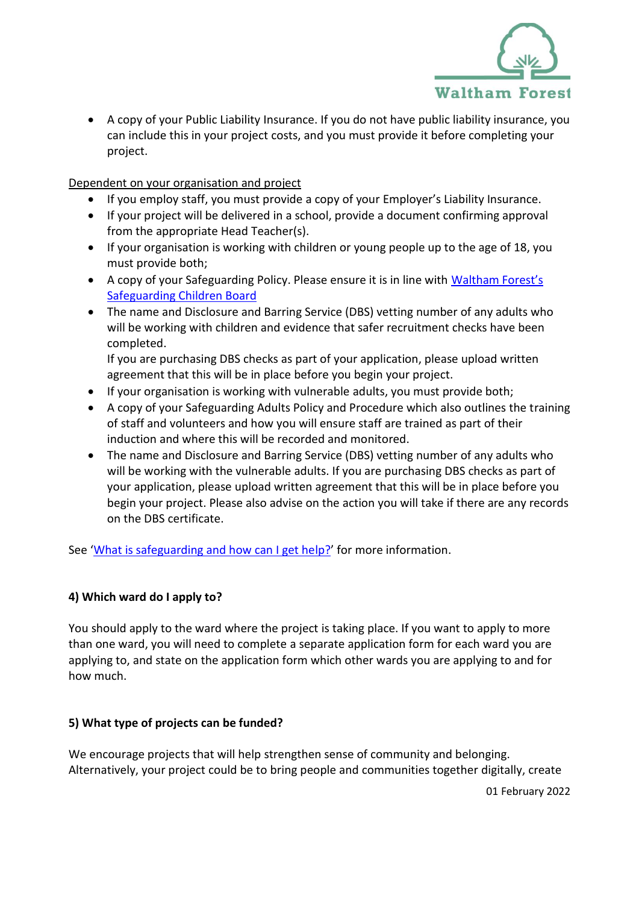- A copy of your Public Liability Insurance. If you do not have public liability insurance, you can include this in your project costs, and you must provide it before completing your project.

Dependent on your organisation and project

- If you employ staff, you must provide a copy of your Employer's Liability Insurance.
- If your project will be delivered in a school, provide a document confirming approval from the appropriate Head Teacher(s).
- If your organisation is working with children or young people up to the age of 18, you must provide both;
- A copy of your Safeguarding Policy. Please ensure it is in line with [Waltham Forest's Safeguarding Children Board](#)
- The name and Disclosure and Barring Service (DBS) vetting number of any adults who will be working with children and evidence that safer recruitment checks have been completed.
  If you are purchasing DBS checks as part of your application, please upload written agreement that this will be in place before you begin your project.
- If your organisation is working with vulnerable adults, you must provide both;
- A copy of your Safeguarding Adults Policy and Procedure which also outlines the training of staff and volunteers and how you will ensure staff are trained as part of their induction and where this will be recorded and monitored.
- The name and Disclosure and Barring Service (DBS) vetting number of any adults who will be working with the vulnerable adults. If you are purchasing DBS checks as part of your application, please upload written agreement that this will be in place before you begin your project. Please also advise on the action you will take if there are any records on the DBS certificate.

See '[What is safeguarding and how can I get help?](#)' for more information.

**4) Which ward do I apply to?**

You should apply to the ward where the project is taking place. If you want to apply to more than one ward, you will need to complete a separate application form for each ward you are applying to, and state on the application form which other wards you are applying to and for how much.

**5) What type of projects can be funded?**

We encourage projects that will help strengthen sense of community and belonging. Alternatively, your project could be to bring people and communities together digitally, create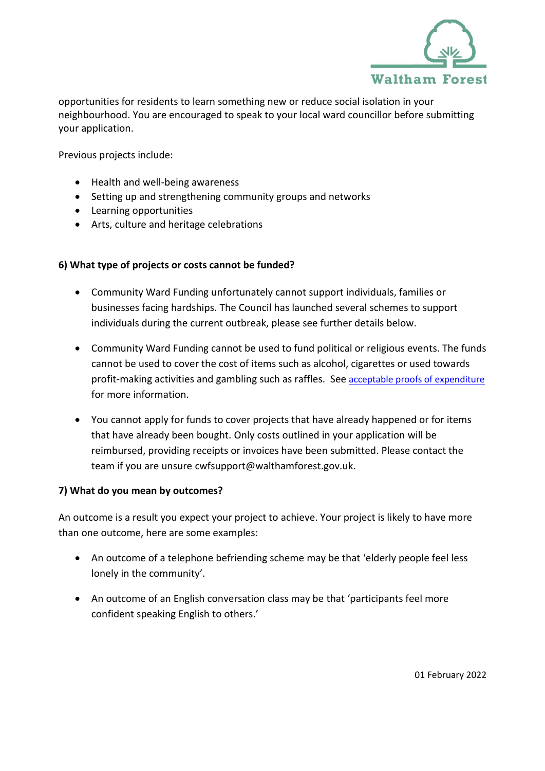opportunities for residents to learn something new or reduce social isolation in your neighbourhood. You are encouraged to speak to your local ward councillor before submitting your application.

Previous projects include:

- Health and well-being awareness
- Setting up and strengthening community groups and networks
- Learning opportunities
- Arts, culture and heritage celebrations

**6) What type of projects or costs cannot be funded?**

- Community Ward Funding unfortunately cannot support individuals, families or businesses facing hardships. The Council has launched several schemes to support individuals during the current outbreak, please see further details below.

- Community Ward Funding cannot be used to fund political or religious events. The funds cannot be used to cover the cost of items such as alcohol, cigarettes or used towards profit-making activities and gambling such as raffles. See [acceptable proofs of expenditure] for more information.

- You cannot apply for funds to cover projects that have already happened or for items that have already been bought. Only costs outlined in your application will be reimbursed, providing receipts or invoices have been submitted. Please contact the team if you are unsure cwfsupport@walthamforest.gov.uk.

**7) What do you mean by outcomes?**

An outcome is a result you expect your project to achieve. Your project is likely to have more than one outcome, here are some examples:

- An outcome of a telephone befriending scheme may be that 'elderly people feel less lonely in the community'.

- An outcome of an English conversation class may be that 'participants feel more confident speaking English to others.'

01 February 2022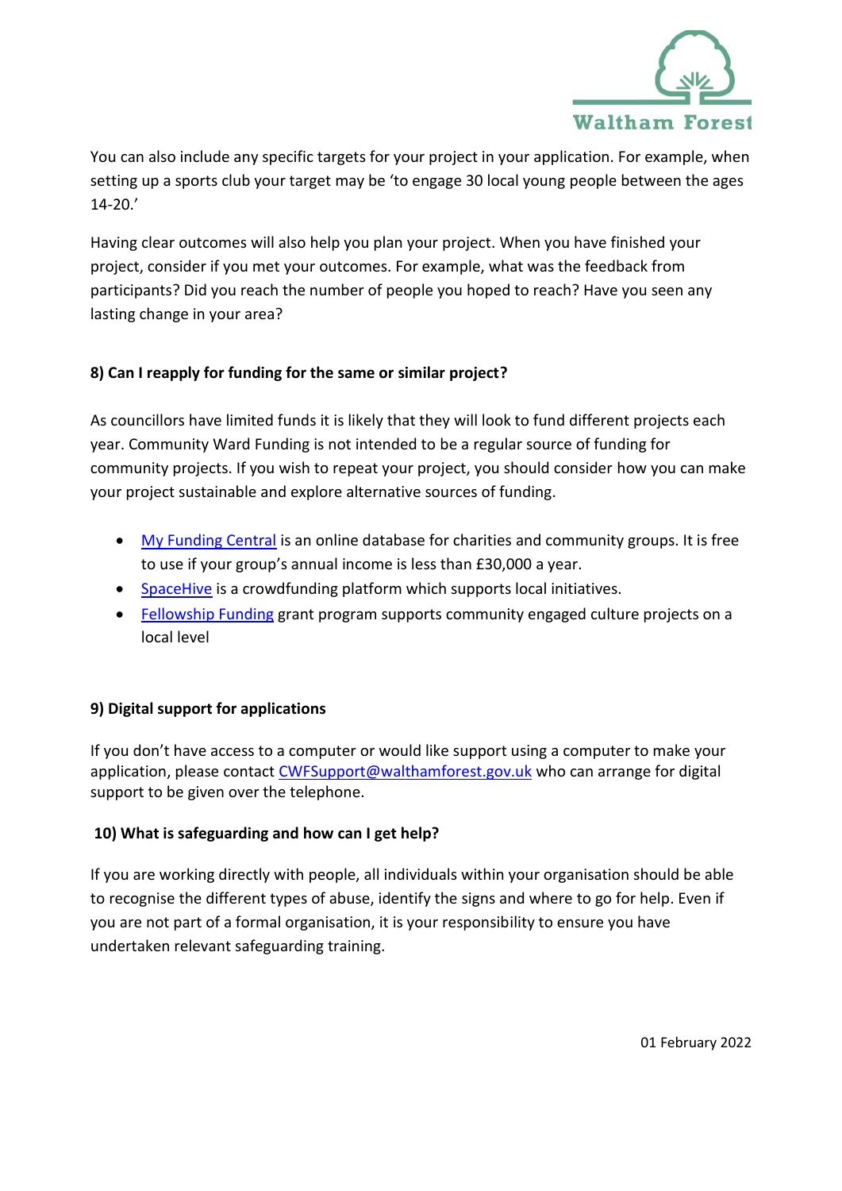You can also include any specific targets for your project in your application. For example, when setting up a sports club your target may be 'to engage 30 local young people between the ages 14-20.'

Having clear outcomes will also help you plan your project. When you have finished your project, consider if you met your outcomes. For example, what was the feedback from participants? Did you reach the number of people you hoped to reach? Have you seen any lasting change in your area?

**8) Can I reapply for funding for the same or similar project?**

As councillors have limited funds it is likely that they will look to fund different projects each year. Community Ward Funding is not intended to be a regular source of funding for community projects. If you wish to repeat your project, you should consider how you can make your project sustainable and explore alternative sources of funding.

- My Funding Central is an online database for charities and community groups. It is free to use if your group's annual income is less than £30,000 a year.
- SpaceHive is a crowdfunding platform which supports local initiatives.
- Fellowship Funding grant program supports community engaged culture projects on a local level

**9) Digital support for applications**

If you don't have access to a computer or would like support using a computer to make your application, please contact CWFSupport@walthamforest.gov.uk who can arrange for digital support to be given over the telephone.

**10) What is safeguarding and how can I get help?**

If you are working directly with people, all individuals within your organisation should be able to recognise the different types of abuse, identify the signs and where to go for help. Even if you are not part of a formal organisation, it is your responsibility to ensure you have undertaken relevant safeguarding training.

01 February 2022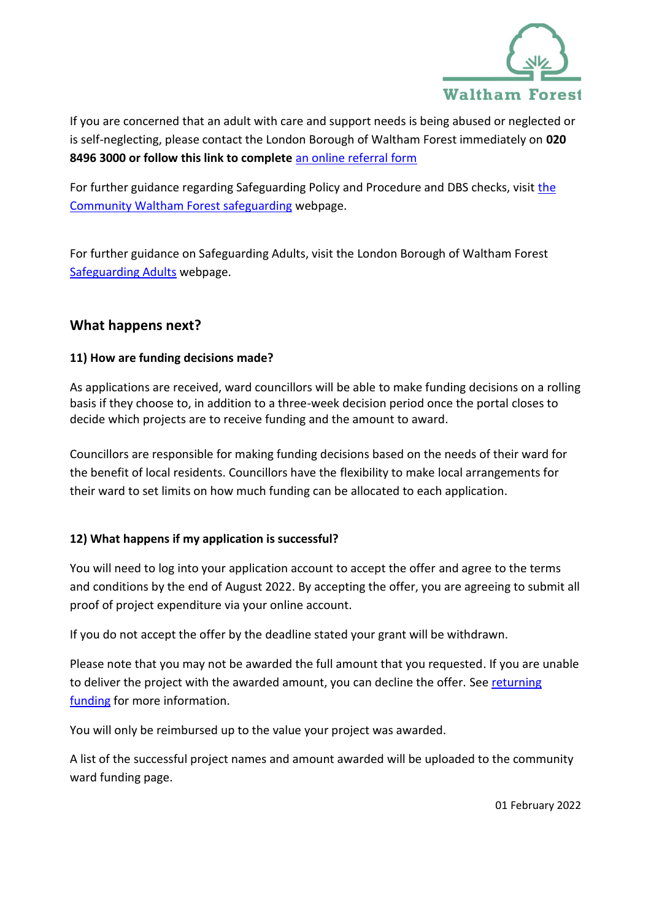If you are concerned that an adult with care and support needs is being abused or neglected or is self-neglecting, please contact the London Borough of Waltham Forest immediately on **020 8496 3000 or follow this link to complete** an online referral form

For further guidance regarding Safeguarding Policy and Procedure and DBS checks, visit the Community Waltham Forest safeguarding webpage.

For further guidance on Safeguarding Adults, visit the London Borough of Waltham Forest Safeguarding Adults webpage.

## What happens next?

### 11) How are funding decisions made?

As applications are received, ward councillors will be able to make funding decisions on a rolling basis if they choose to, in addition to a three-week decision period once the portal closes to decide which projects are to receive funding and the amount to award.

Councillors are responsible for making funding decisions based on the needs of their ward for the benefit of local residents. Councillors have the flexibility to make local arrangements for their ward to set limits on how much funding can be allocated to each application.

### 12) What happens if my application is successful?

You will need to log into your application account to accept the offer and agree to the terms and conditions by the end of August 2022. By accepting the offer, you are agreeing to submit all proof of project expenditure via your online account.

If you do not accept the offer by the deadline stated your grant will be withdrawn.

Please note that you may not be awarded the full amount that you requested. If you are unable to deliver the project with the awarded amount, you can decline the offer. See returning funding for more information.

You will only be reimbursed up to the value your project was awarded.

A list of the successful project names and amount awarded will be uploaded to the community ward funding page.

01 February 2022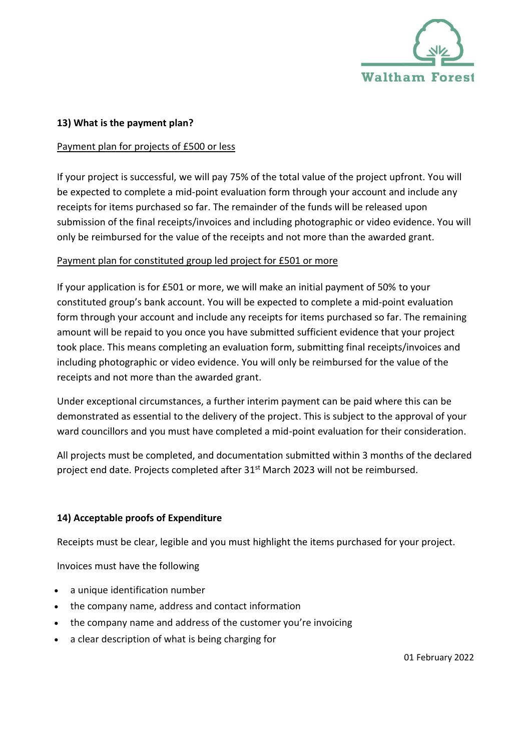### 13) What is the payment plan?

Payment plan for projects of £500 or less

If your project is successful, we will pay 75% of the total value of the project upfront. You will be expected to complete a mid-point evaluation form through your account and include any receipts for items purchased so far. The remainder of the funds will be released upon submission of the final receipts/invoices and including photographic or video evidence. You will only be reimbursed for the value of the receipts and not more than the awarded grant.

Payment plan for constituted group led project for £501 or more

If your application is for £501 or more, we will make an initial payment of 50% to your constituted group's bank account. You will be expected to complete a mid-point evaluation form through your account and include any receipts for items purchased so far. The remaining amount will be repaid to you once you have submitted sufficient evidence that your project took place. This means completing an evaluation form, submitting final receipts/invoices and including photographic or video evidence. You will only be reimbursed for the value of the receipts and not more than the awarded grant.

Under exceptional circumstances, a further interim payment can be paid where this can be demonstrated as essential to the delivery of the project. This is subject to the approval of your ward councillors and you must have completed a mid-point evaluation for their consideration.

All projects must be completed, and documentation submitted within 3 months of the declared project end date. Projects completed after 31st March 2023 will not be reimbursed.

### 14) Acceptable proofs of Expenditure

Receipts must be clear, legible and you must highlight the items purchased for your project.

Invoices must have the following

- a unique identification number
- the company name, address and contact information
- the company name and address of the customer you're invoicing
- a clear description of what is being charging for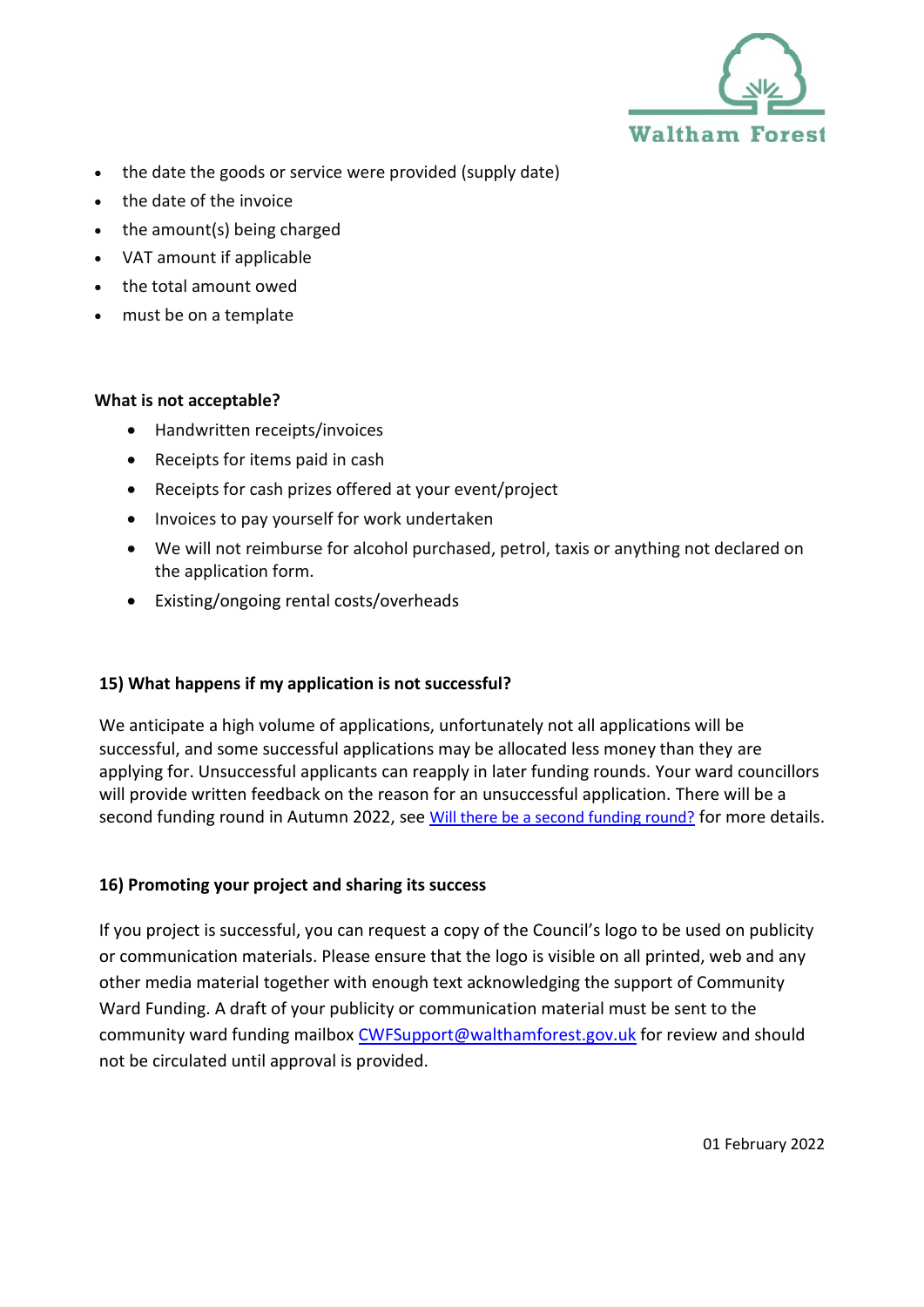- the date the goods or service were provided (supply date)
- the date of the invoice
- the amount(s) being charged
- VAT amount if applicable
- the total amount owed
- must be on a template

**What is not acceptable?**

- Handwritten receipts/invoices
- Receipts for items paid in cash
- Receipts for cash prizes offered at your event/project
- Invoices to pay yourself for work undertaken
- We will not reimburse for alcohol purchased, petrol, taxis or anything not declared on the application form.
- Existing/ongoing rental costs/overheads

**15) What happens if my application is not successful?**

We anticipate a high volume of applications, unfortunately not all applications will be successful, and some successful applications may be allocated less money than they are applying for. Unsuccessful applicants can reapply in later funding rounds. Your ward councillors will provide written feedback on the reason for an unsuccessful application. There will be a second funding round in Autumn 2022, see Will there be a second funding round? for more details.

**16) Promoting your project and sharing its success**

If you project is successful, you can request a copy of the Council's logo to be used on publicity or communication materials. Please ensure that the logo is visible on all printed, web and any other media material together with enough text acknowledging the support of Community Ward Funding. A draft of your publicity or communication material must be sent to the community ward funding mailbox CWFSupport@walthamforest.gov.uk for review and should not be circulated until approval is provided.

01 February 2022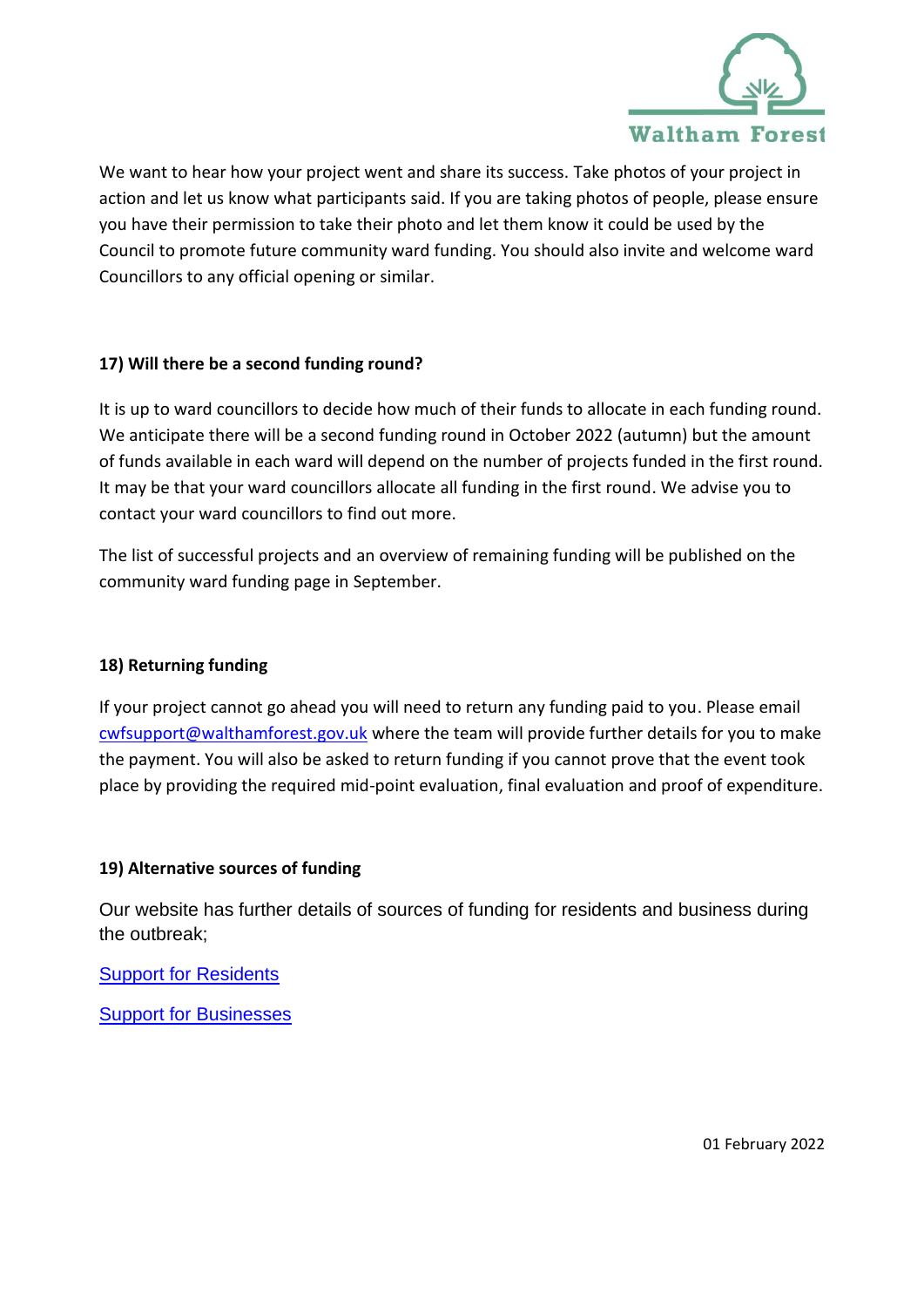We want to hear how your project went and share its success. Take photos of your project in action and let us know what participants said. If you are taking photos of people, please ensure you have their permission to take their photo and let them know it could be used by the Council to promote future community ward funding. You should also invite and welcome ward Councillors to any official opening or similar.

**17) Will there be a second funding round?**

It is up to ward councillors to decide how much of their funds to allocate in each funding round. We anticipate there will be a second funding round in October 2022 (autumn) but the amount of funds available in each ward will depend on the number of projects funded in the first round. It may be that your ward councillors allocate all funding in the first round. We advise you to contact your ward councillors to find out more.

The list of successful projects and an overview of remaining funding will be published on the community ward funding page in September.

**18) Returning funding**

If your project cannot go ahead you will need to return any funding paid to you. Please email [cwfsupport@walthamforest.gov.uk](mailto:cwfsupport@walthamforest.gov.uk) where the team will provide further details for you to make the payment. You will also be asked to return funding if you cannot prove that the event took place by providing the required mid-point evaluation, final evaluation and proof of expenditure.

**19) Alternative sources of funding**

Our website has further details of sources of funding for residents and business during the outbreak;

[Support for Residents]()

[Support for Businesses]()

01 February 2022